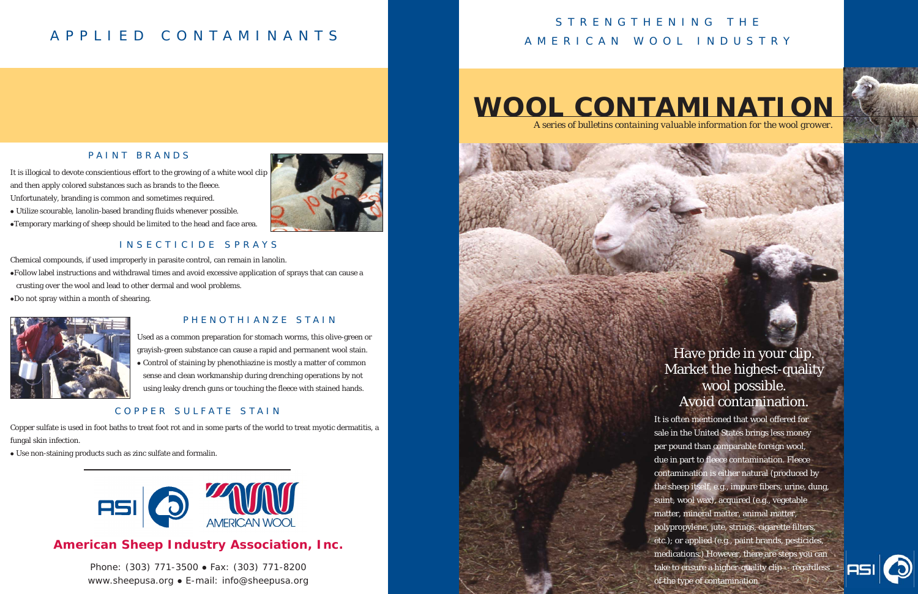# APPLIED CONTAMINANTS

## PAINT BRANDS

It is illogical to devote conscientious effort to the growing of a white wool clip and then apply colored substances such as brands to the fleece. Unfortunately, branding is common and sometimes required.

- Utilize scourable, lanolin-based branding fluids whenever possible.
- Temporary marking of sheep should be limited to the head and face area.

## INSECTICIDE SPRAYS

Chemical compounds, if used improperly in parasite control, can remain in lanolin.

- Follow label instructions and withdrawal times and avoid excessive application of sprays that can cause a crusting over the wool and lead to other dermal and wool problems.
- Do not spray within a month of shearing.

## PHENOTHIANZE STAIN

Used as a common preparation for stomach worms, this olive-green or grayish-green substance can cause a rapid and permanent wool stain.

- Control of staining by phenothiazine is mostly a matter of common sense and clean workmanship during drenching operations by not using leaky drench guns or touching the fleece with stained hands.

## COPPER SULFATE STAIN

Copper sulfate is used in foot baths to treat foot rot and in some parts of the world to treat myotic dermatitis, a fungal skin infection.

- Use non-staining products such as zinc sulfate and formalin.

ASI | AMERICAN WOOL

**American Sheep Industry Association, Inc.**

Phone: (303) 771-3500 • Fax: (303) 771-8200
www.sheepusa.org • E-mail: info@sheepusa.org

STRENGTHENING THE AMERICAN WOOL INDUSTRY

# WOOL CONTAMINATION

*A series of bulletins containing valuable information for the wool grower.*

Have pride in your clip.
Market the highest-quality wool possible.
Avoid contamination.

It is often mentioned that wool offered for sale in the United States brings less money per pound than comparable foreign wool, due in part to fleece contamination. Fleece contamination is either natural (produced by the sheep itself, e.g., impure fibers, urine, dung, suint, wool wax), acquired (e.g., vegetable matter, mineral matter, animal matter, polypropylene, jute, strings, cigarette filters, etc.); or applied (e.g., paint brands, pesticides, medications.) However, there are steps you can take to ensure a higher-quality clip -- regardless of the type of contamination.

ASI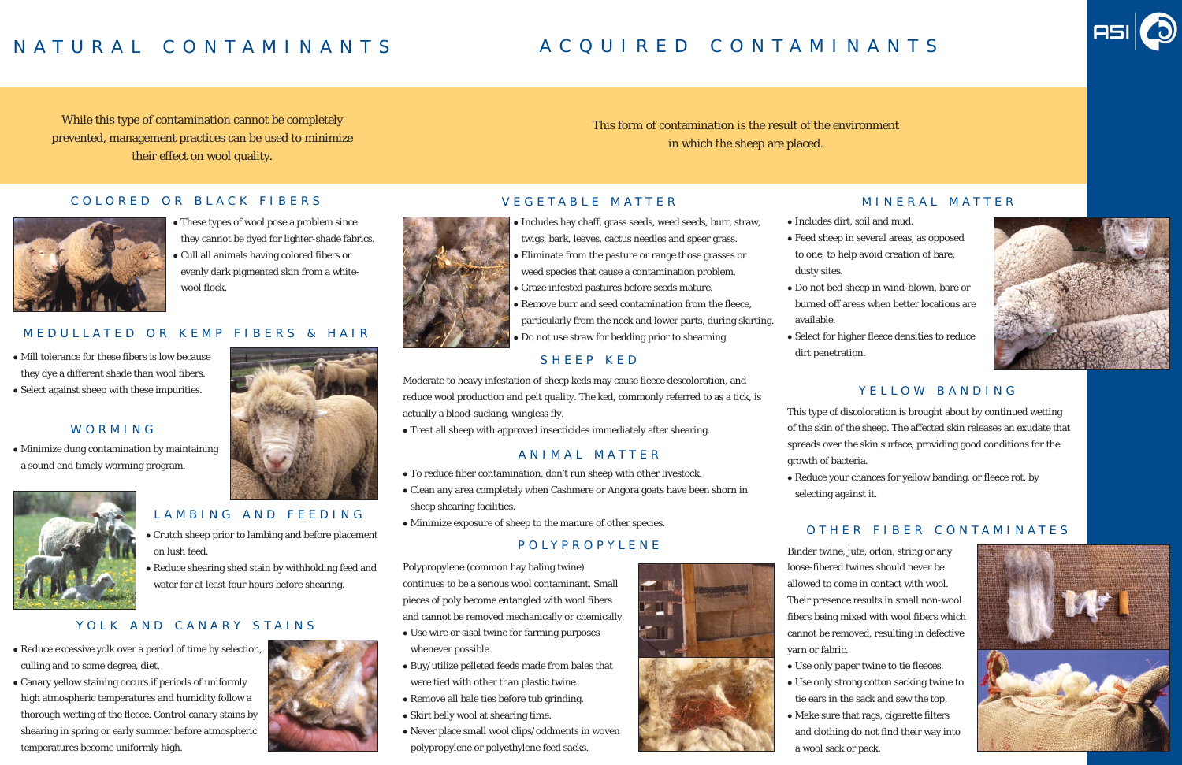# NATURAL CONTAMINANTS

While this type of contamination cannot be completely prevented, management practices can be used to minimize their effect on wool quality.

## COLORED OR BLACK FIBERS

- These types of wool pose a problem since they cannot be dyed for lighter-shade fabrics.
- Cull all animals having colored fibers or evenly dark pigmented skin from a white-wool flock.

## MEDULLATED OR KEMP FIBERS & HAIR

- Mill tolerance for these fibers is low because they dye a different shade than wool fibers.
- Select against sheep with these impurities.

## WORMING

- Minimize dung contamination by maintaining a sound and timely worming program.

## LAMBING AND FEEDING

- Crutch sheep prior to lambing and before placement on lush feed.
- Reduce shearing shed stain by withholding feed and water for at least four hours before shearing.

## YOLK AND CANARY STAINS

- Reduce excessive yolk over a period of time by selection, culling and to some degree, diet.
- Canary yellow staining occurs if periods of uniformly high atmospheric temperatures and humidity follow a thorough wetting of the fleece. Control canary stains by shearing in spring or early summer before atmospheric temperatures become uniformly high.

# ACQUIRED CONTAMINANTS

This form of contamination is the result of the environment in which the sheep are placed.

## VEGETABLE MATTER

- Includes hay chaff, grass seeds, weed seeds, burr, straw, twigs, bark, leaves, cactus needles and speer grass.
- Eliminate from the pasture or range those grasses or weed species that cause a contamination problem.
- Graze infested pastures before seeds mature.
- Remove burr and seed contamination from the fleece, particularly from the neck and lower parts, during skirting.
- Do not use straw for bedding prior to shearning.

## SHEEP KED

Moderate to heavy infestation of sheep keds may cause fleece descoloration, and reduce wool production and pelt quality. The ked, commonly referred to as a tick, is actually a blood-sucking, wingless fly.

- Treat all sheep with approved insecticides immediately after shearing.

## ANIMAL MATTER

- To reduce fiber contamination, don't run sheep with other livestock.
- Clean any area completely when Cashmere or Angora goats have been shorn in sheep shearing facilities.
- Minimize exposure of sheep to the manure of other species.

## POLYPROPYLENE

Polypropylene (common hay baling twine) continues to be a serious wool contaminant. Small pieces of poly become entangled with wool fibers and cannot be removed mechanically or chemically.

- Use wire or sisal twine for farming purposes whenever possible.
- Buy/utilize pelleted feeds made from bales that were tied with other than plastic twine.
- Remove all bale ties before tub grinding.
- Skirt belly wool at shearing time.
- Never place small wool clips/oddments in woven polypropylene or polyethylene feed sacks.

## MINERAL MATTER

- Includes dirt, soil and mud.
- Feed sheep in several areas, as opposed to one, to help avoid creation of bare, dusty sites.
- Do not bed sheep in wind-blown, bare or burned off areas when better locations are available.
- Select for higher fleece densities to reduce dirt penetration.

## YELLOW BANDING

This type of discoloration is brought about by continued wetting of the skin of the sheep. The affected skin releases an exudate that spreads over the skin surface, providing good conditions for the growth of bacteria.

- Reduce your chances for yellow banding, or fleece rot, by selecting against it.

## OTHER FIBER CONTAMINATES

Binder twine, jute, orlon, string or any loose-fibered twines should never be allowed to come in contact with wool. Their presence results in small non-wool fibers being mixed with wool fibers which cannot be removed, resulting in defective yarn or fabric.

- Use only paper twine to tie fleeces.
- Use only strong cotton sacking twine to tie ears in the sack and sew the top.
- Make sure that rags, cigarette filters and clothing do not find their way into a wool sack or pack.